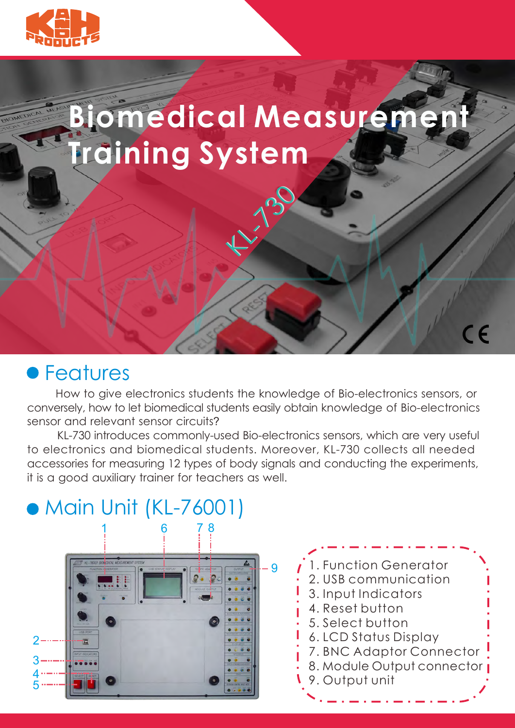# Biomedical Measurement Training System

KL-730

## Features

How to give electronics students the knowledge of Bio-electronics sensors, or conversely, how to let biomedical students easily obtain knowledge of Bio-electronics sensor and relevant sensor circuits?

KL-730 introduces commonly-used Bio-electronics sensors, which are very useful to electronics and biomedical students. Moreover, KL-730 collects all needed accessories for measuring 12 types of body signals and conducting the experiments, it is a good auxiliary trainer for teachers as well.

## Main Unit (KL-76001)

1. Function Generator
2. USB communication
3. Input Indicators
4. Reset button
5. Select button
6. LCD Status Display
7. BNC Adaptor Connector
8. Module Output connector
9. Output unit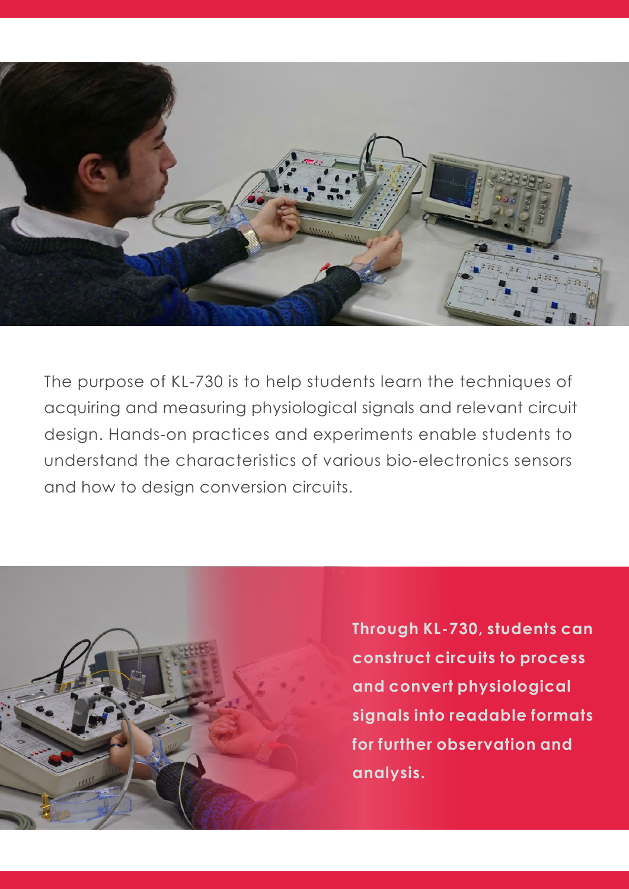The purpose of KL-730 is to help students learn the techniques of acquiring and measuring physiological signals and relevant circuit design. Hands-on practices and experiments enable students to understand the characteristics of various bio-electronics sensors and how to design conversion circuits.

**Through KL-730, students can construct circuits to process and convert physiological signals into readable formats for further observation and analysis.**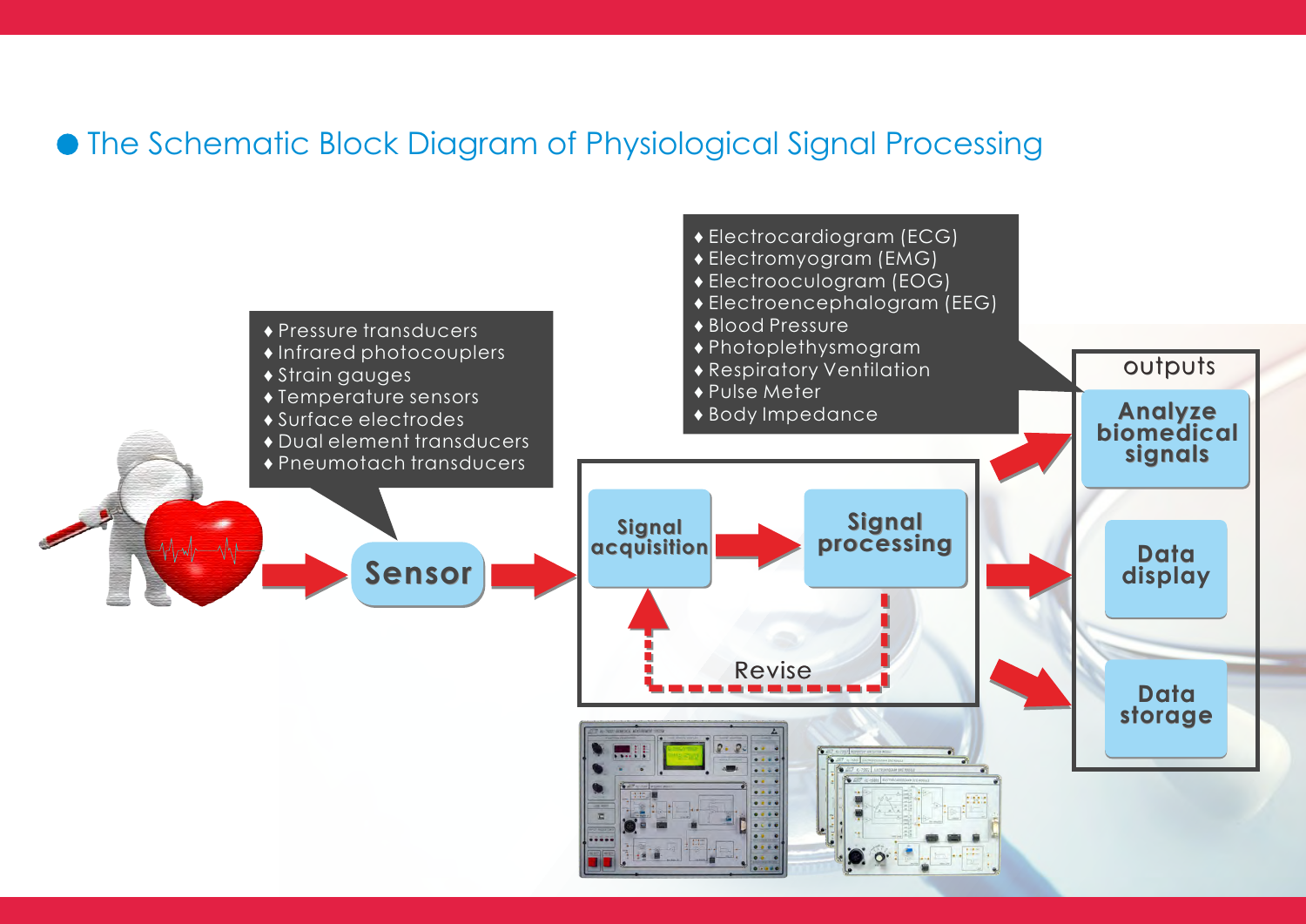## The Schematic Block Diagram of Physiological Signal Processing

- Pressure transducers
- Infrared photocouplers
- Strain gauges
- Temperature sensors
- Surface electrodes
- Dual element transducers
- Pneumotach transducers

- Electrocardiogram (ECG)
- Electromyogram (EMG)
- Electrooculogram (EOG)
- Electroencephalogram (EEG)
- Blood Pressure
- Photoplethysmogram
- Respiratory Ventilation
- Pulse Meter
- Body Impedance

Sensor → Signal acquisition → Signal processing → outputs

Revise (Signal processing → Signal acquisition)

outputs:

- Analyze biomedical signals
- Data display
- Data storage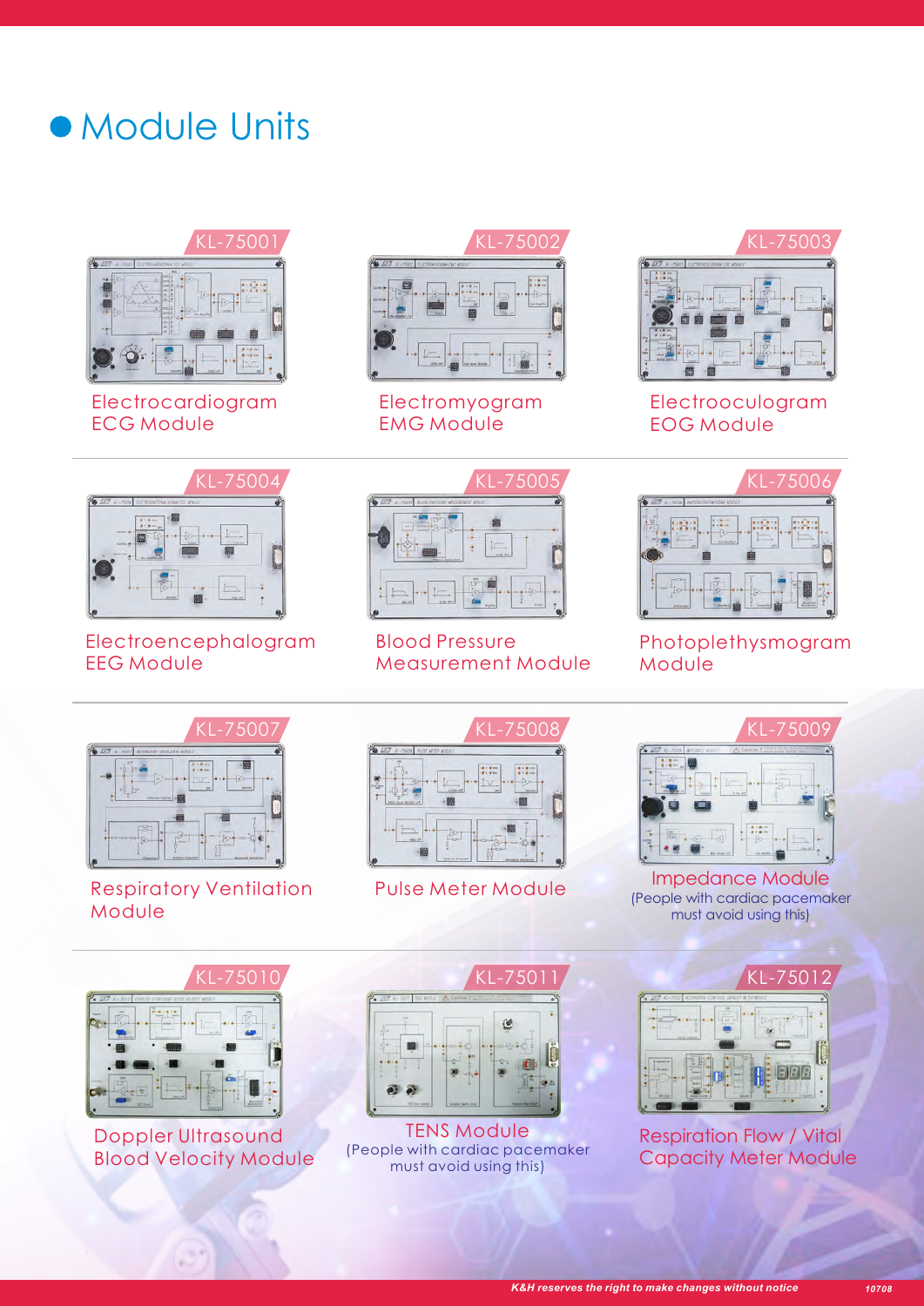# Module Units

KL-75001

Electrocardiogram
ECG Module

KL-75002

Electromyogram
EMG Module

KL-75003

Electrooculogram
EOG Module

KL-75004

Electroencephalogram
EEG Module

KL-75005

Blood Pressure
Measurement Module

KL-75006

Photoplethysmogram
Module

KL-75007

Respiratory Ventilation
Module

KL-75008

Pulse Meter Module

KL-75009

Impedance Module
(People with cardiac pacemaker must avoid using this)

KL-75010

Doppler Ultrasound
Blood Velocity Module

KL-75011

TENS Module
(People with cardiac pacemaker must avoid using this)

KL-75012

Respiration Flow / Vital
Capacity Meter Module

*K&H reserves the right to make changes without notice*

10708